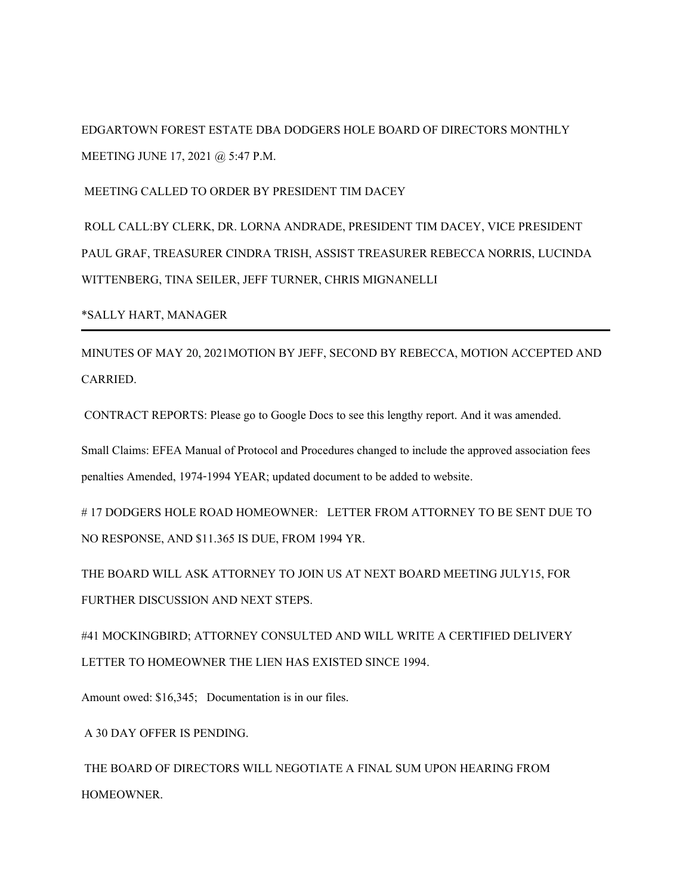EDGARTOWN FOREST ESTATE DBA DODGERS HOLE BOARD OF DIRECTORS MONTHLY MEETING JUNE 17, 2021 @ 5:47 P.M.

MEETING CALLED TO ORDER BY PRESIDENT TIM DACEY

ROLL CALL:BY CLERK, DR. LORNA ANDRADE, PRESIDENT TIM DACEY, VICE PRESIDENT PAUL GRAF, TREASURER CINDRA TRISH, ASSIST TREASURER REBECCA NORRIS, LUCINDA WITTENBERG, TINA SEILER, JEFF TURNER, CHRIS MIGNANELLI

*SALLY HART, MANAGER

---

MINUTES OF MAY 20, 2021MOTION BY JEFF, SECOND BY REBECCA, MOTION ACCEPTED AND CARRIED.

CONTRACT REPORTS: Please go to Google Docs to see this lengthy report. And it was amended.

Small Claims: EFEA Manual of Protocol and Procedures changed to include the approved association fees penalties Amended, 1974-1994 YEAR; updated document to be added to website.

# 17 DODGERS HOLE ROAD HOMEOWNER: LETTER FROM ATTORNEY TO BE SENT DUE TO NO RESPONSE, AND $11.365 IS DUE, FROM 1994 YR.

THE BOARD WILL ASK ATTORNEY TO JOIN US AT NEXT BOARD MEETING JULY15, FOR FURTHER DISCUSSION AND NEXT STEPS.

#41 MOCKINGBIRD; ATTORNEY CONSULTED AND WILL WRITE A CERTIFIED DELIVERY LETTER TO HOMEOWNER THE LIEN HAS EXISTED SINCE 1994.

Amount owed: $16,345; Documentation is in our files.

A 30 DAY OFFER IS PENDING.

THE BOARD OF DIRECTORS WILL NEGOTIATE A FINAL SUM UPON HEARING FROM HOMEOWNER.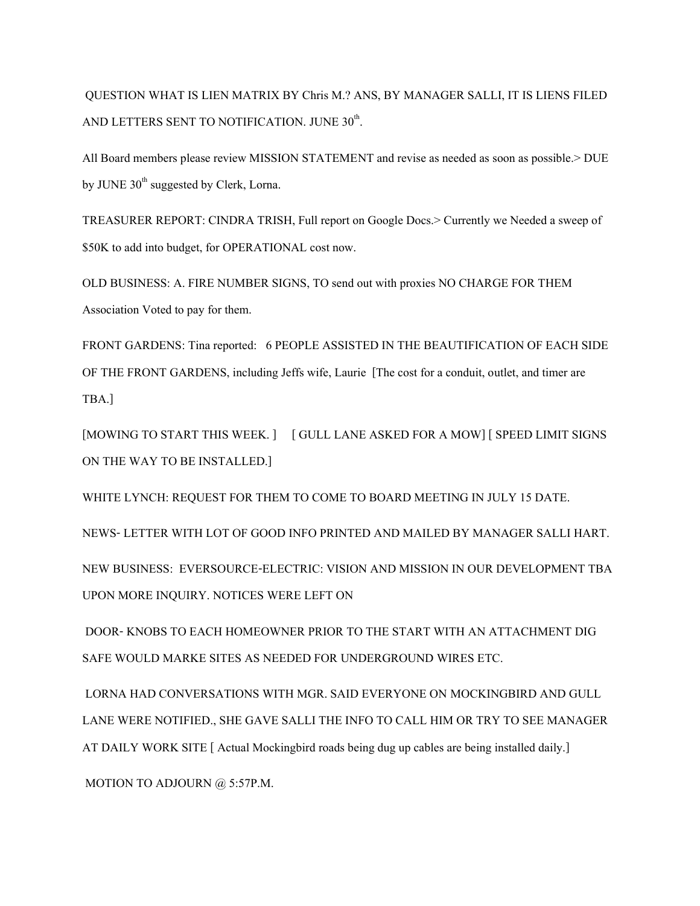QUESTION WHAT IS LIEN MATRIX BY Chris M.? ANS, BY MANAGER SALLI, IT IS LIENS FILED AND LETTERS SENT TO NOTIFICATION. JUNE 30th.

All Board members please review MISSION STATEMENT and revise as needed as soon as possible.> DUE by JUNE 30th suggested by Clerk, Lorna.

TREASURER REPORT: CINDRA TRISH, Full report on Google Docs.> Currently we Needed a sweep of $50K to add into budget, for OPERATIONAL cost now.

OLD BUSINESS: A. FIRE NUMBER SIGNS, TO send out with proxies NO CHARGE FOR THEM Association Voted to pay for them.

FRONT GARDENS: Tina reported: 6 PEOPLE ASSISTED IN THE BEAUTIFICATION OF EACH SIDE OF THE FRONT GARDENS, including Jeffs wife, Laurie [The cost for a conduit, outlet, and timer are TBA.]

[MOWING TO START THIS WEEK. ] [ GULL LANE ASKED FOR A MOW] [ SPEED LIMIT SIGNS ON THE WAY TO BE INSTALLED.]

WHITE LYNCH: REQUEST FOR THEM TO COME TO BOARD MEETING IN JULY 15 DATE.

NEWS- LETTER WITH LOT OF GOOD INFO PRINTED AND MAILED BY MANAGER SALLI HART.

NEW BUSINESS: EVERSOURCE-ELECTRIC: VISION AND MISSION IN OUR DEVELOPMENT TBA UPON MORE INQUIRY. NOTICES WERE LEFT ON

DOOR- KNOBS TO EACH HOMEOWNER PRIOR TO THE START WITH AN ATTACHMENT DIG SAFE WOULD MARKE SITES AS NEEDED FOR UNDERGROUND WIRES ETC.

LORNA HAD CONVERSATIONS WITH MGR. SAID EVERYONE ON MOCKINGBIRD AND GULL LANE WERE NOTIFIED., SHE GAVE SALLI THE INFO TO CALL HIM OR TRY TO SEE MANAGER AT DAILY WORK SITE [ Actual Mockingbird roads being dug up cables are being installed daily.]

MOTION TO ADJOURN @ 5:57P.M.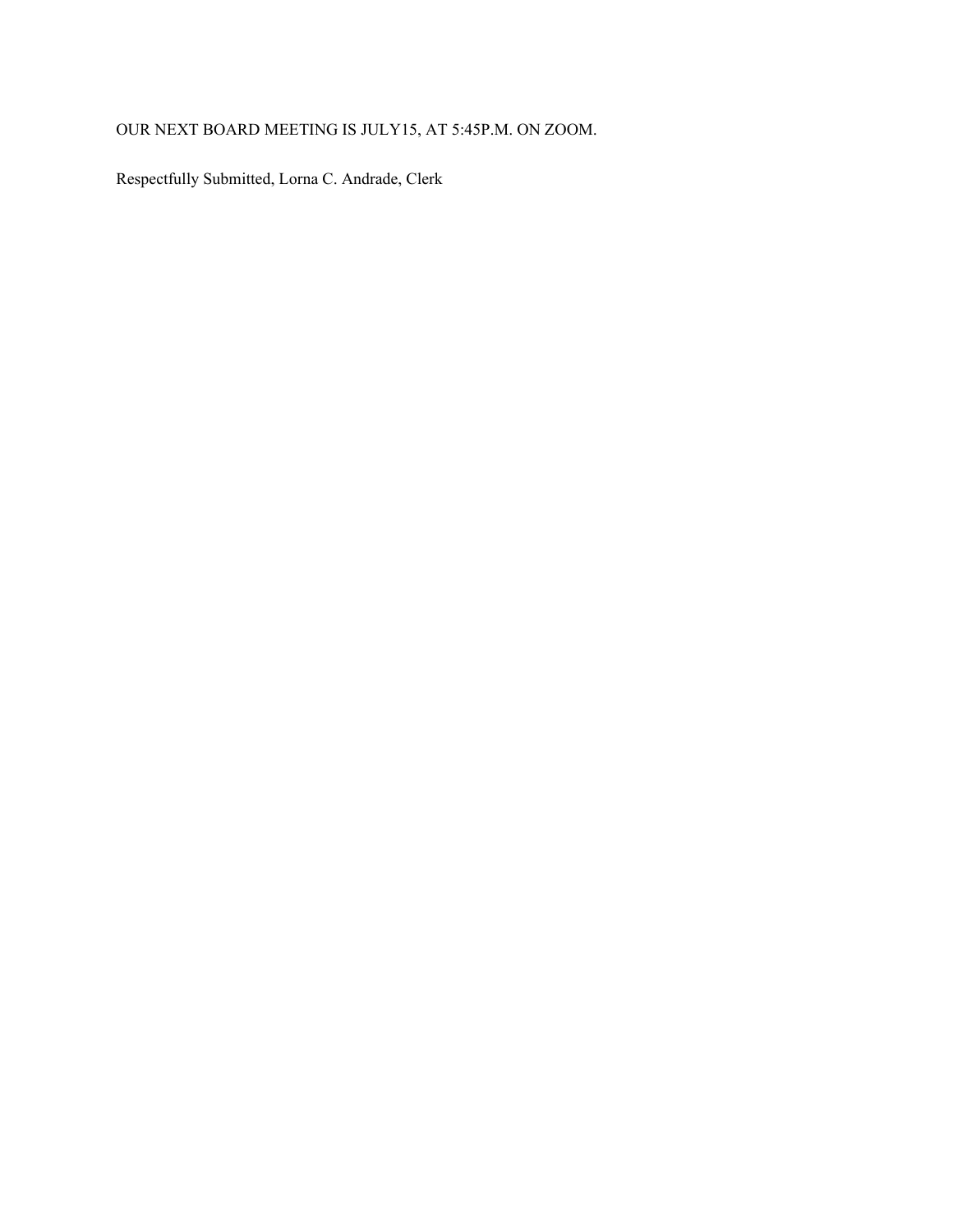OUR NEXT BOARD MEETING IS JULY15, AT 5:45P.M. ON ZOOM.

Respectfully Submitted, Lorna C. Andrade, Clerk